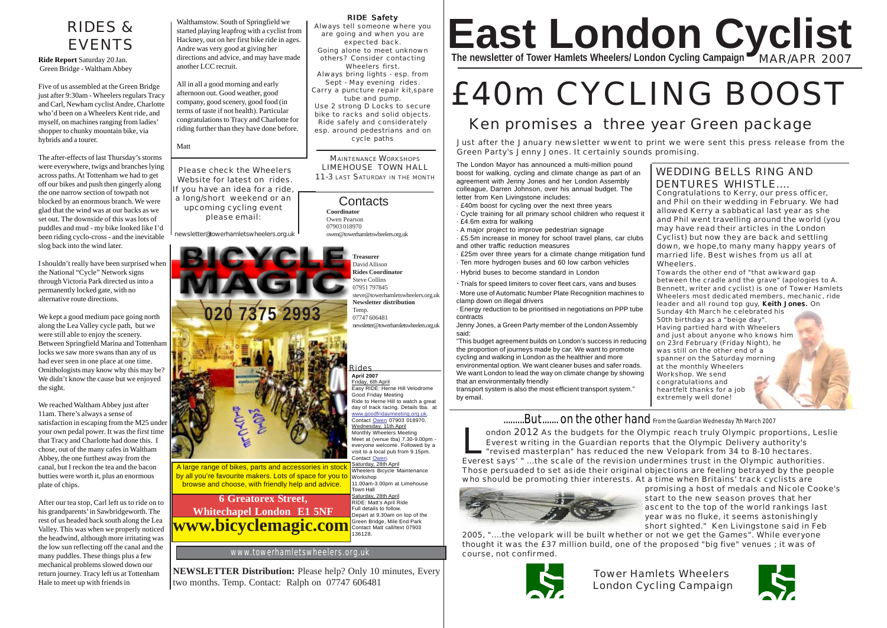# East London Cyclist

**The newsletter of Tower Hamlets Wheelers/ London Cycling Campaign** MAR/APR 2007

# £40m CYCLING BOOST

## Ken promises a three year Green package

Just after the January newsletter wwent to print we were sent this press release from the Green Party's Jenny Jones. It certainly sounds promising.

The London Mayor has announced a multi-million pound boost for walking, cycling and climate change as part of an agreement with Jenny Jones and her London Assembly colleague, Darren Johnson, over his annual budget. The letter from Ken Livingstone includes:

- £40m boost for cycling over the next three years
- Cycle training for all primary school children who request it
- £4.6m extra for walking
- A major project to improve pedestrian signage
- £5.5m increase in money for school travel plans, car clubs and other traffic reduction measures
- £25m over three years for a climate change mitigation fund
- Ten more hydrogen buses and 60 low carbon vehicles
- Hybrid buses to become standard in London
- Trials for speed limiters to cover fleet cars, vans and buses
- More use of Automatic Number Plate Recognition machines to clamp down on illegal drivers
- Energy reduction to be prioritised in negotiations on PPP tube contracts

Jenny Jones, a Green Party member of the London Assembly said:

"This budget agreement builds on London's success in reducing the proportion of journeys made by car. We want to promote cycling and walking in London as the healthier and more environmental option. We want cleaner buses and safer roads. We want London to lead the way on climate change by showing that an environmentally friendly transport system is also the most efficient transport system." by email.

### WEDDING BELLS RING AND DENTURES WHISTLE....

Congratulations to Kerry, our press officer, and Phil on their wedding in February. We had allowed Kerry a sabbatical last year as she and Phil went travelling around the world (you may have read their articles in the London Cyclist) but now they are back and settling down, we hope,to many many happy years of married life. Best wishes from us all at Wheelers.

Towards the other end of "that awkward gap between the cradle and the grave" (apologies to A. Bennett, writer and cyclist) is one of Tower Hamlets Wheelers most dedicated members, mechanic, ride leader and all round top guy, **Keith Jones.** On Sunday 4th March he celebrated his 50th birthday as a "beige day". Having partied hard with Wheelers and just about anyone who knows him on 23rd February (Friday Night), he was still on the other end of a spanner on the Saturday morning at the monthly Wheelers Workshop. We send congratulations and heartfelt thanks for a job extremely well done!

### .........But....... on the other hand From the Guardian Wednesday 7th March 2007

London 2012 As the budgets for the Olympic reach truly Olympic proportions, Leslie Everest writing in the Guardian reports that the Olympic Delivery authority's "revised masterplan" has reduced the new Velopark from 34 to 8-10 hectares. Everest says' " ...the scale of the revision undermines trust in the Olympic authorities. Those persuaded to set aside their original objections are feeling betrayed by the people who should be promoting thier interests. At a time when Britains' track cyclists are promising a host of medals and Nicole Cooke's start to the new season proves that her ascent to the top of the world rankings last year was no fluke, it seems astonishingly short sighted." Ken Livingstone said in Feb 2005, "....the velopark will be built whether or not we get the Games". While everyone thought it was the £37 million build, one of the proposed "big five" venues ; it was of course, not confirmed.

Tower Hamlets Wheelers
London Cycling Campaign

## RIDES & EVENTS

**Ride Report** Saturday 20 Jan. Green Bridge - Waltham Abbey

Five of us assembled at the Green Bridge just after 9:30am - Wheelers regulars Tracy and Carl, Newham cyclist Andre, Charlotte who'd been on a Wheelers Kent ride, and myself, on machines ranging from ladies' shopper to chunky mountain bike, via hybrids and a tourer.

The after-effects of last Thursday's storms were everywhere, twigs and branches lying across paths. At Tottenham we had to get off our bikes and push then gingerly along the one narrow section of towpath not blocked by an enormous branch. We were glad that the wind was at our backs as we set out. The downside of this was lots of puddles and mud - my bike looked like I'd been riding cyclo-cross - and the inevitable slog back into the wind later.

I shouldn't really have been surprised when the National "Cycle" Network signs through Victoria Park directed us into a permanently locked gate, with no alternative route directions.

We kept a good medium pace going north along the Lea Valley cycle path, but we were still able to enjoy the scenery. Between Springfield Marina and Tottenham locks we saw more swans than any of us had ever seen in one place at one time. Ornithologists may know why this may be? We didn't know the cause but we enjoyed the sight.

We reached Waltham Abbey just after 11am. There's always a sense of satisfaction in escaping from the M25 under your own pedal power. It was the first time that Tracy and Charlotte had done this. I chose, out of the many cafes in Waltham Abbey, the one furthest away from the canal, but I reckon the tea and the bacon butties were worth it, plus an enormous plate of chips.

After our tea stop, Carl left us to ride on to his grandparents' in Sawbridgeworth. The rest of us headed back south along the Lea Valley. This was when we properly noticed the headwind, although more irritating was the low sun reflecting off the canal and the many puddles. These things plus a few mechanical problems slowed down our return journey. Tracy left us at Tottenham Hale to meet up with friends in Walthamstow. South of Springfield we started playing leapfrog with a cyclist from Hackney, out on her first bike ride in ages. Andre was very good at giving her directions and advice, and may have made another LCC recruit.

All in all a good morning and early afternoon out. Good weather, good company, good scenery, good food (in terms of taste if not health). Particular congratulations to Tracy and Charlotte for riding further than they have done before.

Matt

Please check the Wheelers Website for latest on rides. If you have an idea for a ride, a long/short weekend or an upcoming cycling event please email:

newsletter@towerhamletswheelers.org.uk

### RIDE Safety

Always tell someone where you are going and when you are expected back.
Going alone to meet unknown others? Consider contacting Wheelers first.
Always bring lights - esp. from Sept - May evening rides.
Carry a puncture repair kit,spare tube and pump.
Use 2 strong D Locks to secure bike to racks and solid objects.
Ride safely and considerately esp. around pedestrians and on cycle paths

MAINTENANCE WORKSHOPS
LIMEHOUSE TOWN HALL
11-3 LAST SATURDAY IN THE MONTH

### Contacts

**Coordinator**
Owen Pearson
07903 018970
owen@towerhamletswheelers.org.uk

**Treasurer**
David Allison

**Rides Coordinator**
Steve Collins
07951 797845
steve@towerhamletswheelers.org.uk

**Newsletter distribution**
Temp.
07747 606481
newsletter@towerhamletswheelers.org.uk

BICYCLE MAGIC
020 7375 2993

A large range of bikes, parts and accessories in stock by all you're favourite makers. Lots of space for you to browse and choose, with friendly help and advice.

**6 Greatorex Street, Whitechapel London E1 5NF**
**www.bicyclemagic.com**

### Rides

**April 2007**

Friday, 6th April
Easy RIDE: Herne Hill Velodrome Good Friday Meeting
Ride to Herne Hill to watch a great day of track racing. Details tba. at www.goodfridaymeeting.org.uk. Contact Owen 07903 018970.

Wednesday, 11th April
Monthly Wheelers Meeting
Meet at (venue tba) 7.30-9.00pm - everyone welcome. Followed by a visit to a local pub from 9.15pm. Contact Owen.

Saturday, 28th April
Wheelers Bicycle Maintenance Workshop
11.00am-3.00pm at Limehouse Town Hall

Saturday, 28th April
RIDE: Matt's April Ride
Full details to follow.
Depart at 9.30am on top of the Green Bridge, Mile End Park
Contact Matt call/text 07903 136128.

www.towerhamletswheelers.org.uk

**NEWSLETTER Distribution:** Please help? Only 10 minutes, Every two months. Temp. Contact: Ralph on 07747 606481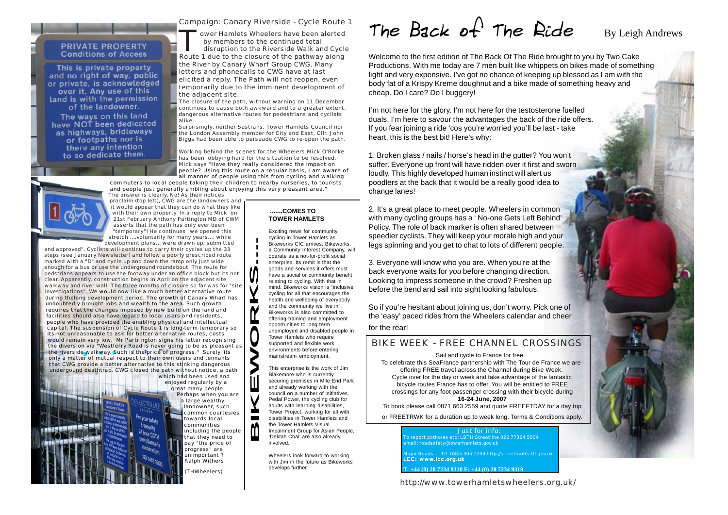## Campaign: Canary Riverside - Cycle Route 1

Tower Hamlets Wheelers have been alerted by members to the continued total disruption to the Riverside Walk and Cycle Route 1 due to the closure of the pathway along the River by Canary Wharf Group CWG. Many letters and phonecalls to CWG have at last elicited a reply. The Path will not reopen, even temporarily due to the imminent development of the adjacent site.

The closure of the path, without warning on 11 December continues to cause both awkward and to a greater extent, dangerous alternative routes for pedestrians and cyclists alike.

Surprisingly, neither Sustrans, Tower Hamlets Council nor the London Assembly member for City and East, Cllr. John Biggs had been able to persuade CWG to re-open the path.

Working behind the scenes for the Wheelers Mick O'Rorke has been lobbying hard for the situation to be resolved. Mick says "Have they really considered the impact on people? Using this route on a regular basis, I am aware of all manner of people using this from cycling and walking commuters to local people taking their children to nearby nurseries, to tourists and people just generally ambling about enjoying this very pleasant area."

The answer is clearly, No! As their notices proclaim (top left), CWG are the landowners and it would appear that they can do what they like with their own property. In a reply to Mick on 21st February Anthony Partington MD of CWM asserts that the path has only ever been "temporary"! He continues "we opened this stretch ....voluntarily for many years ... while development plans... were drawn up, submitted and approved". Cyclists will continue to carry their cycles up the 33 steps (see January Newsletter) and follow a poorly prescribed route marked with a "D" and cycle up and down the ramp only just wide enough for a bus or use the underground roundabout. The route for pedstrians appears to use the footway under an office block but its not clear. Apparently, construction begins in April on the adjacent site walkway and river wall. The three months of closure so far was for "site investigations". We would now like a much better alternative route during thelong development period. The growth of Canary Wharf has undoubtedly brought jobs and wealth to the area. Such growth requires that the changes imposed by new build on the land and facilities should also have regard to local users and residents, people who have provided the enabling physical and intellectual capital. The suspension of Cycle Route 1 is long-term temporary so its not unreasonable to ask for better alternative routes, costs would remain very low. Mr Partrington signs his letter recognising the diversion via "Westferry Road is never going to be as pleasant as the riverside walkway. Such is the price of progress." Surely, its only a matter of mutual respect to their own users and tennants that CWG provide a better alternative to this stinking dangerous underground deathtrap. CWG closed the path without notice, a path which had been used and enjoyed regularly by a great many people. Perhaps when you are a large wealthy landowner, such common courtesies towards local communities including the people that they need to pay "the price of progress" are unimportant ? Ralph Withers

(THWheelers)

## BIKEWORKS.......COMES TO TOWER HAMLETS

Exciting news for community cycling in Tower Hamlets as Bikeworks CIC arrives. Bikeworks, a Community Interest Company, will operate as a not-for-profit social enterprise. Its remit is that the goods and services it offers must have a social or community benefit relating to cycling. With that in mind, Bikeworks vision is "inclusive cycling for all that encourages the health and wellbeing of everybody and the community we live in". Bikeworks is also committed to offering training and employment opportunities to long term unemployed and disabled people in Tower Hamlets who require supported and flexible work environments before entering mainstream employment.

This enterprise is the work of Jim Blakemore who is currently securing premises in Mile End Park and already working with the council on a number of initiatives. Pedal Power, the cycling club for adults with learning disabilities, Tower Project, working for all with disabilities in Tower Hamlets and the Tower Hamlets Visual Impairment Group for Asian People, 'Dektah Chai' are also already involved.

Wheelers look forward to working with Jim in the future as Bikeworks develops further.

# The Back of The Ride

By Leigh Andrews

Welcome to the first edition of The Back Of The Ride brought to you by Two Cake Productions. With me today are 7 men built like whippets on bikes made of something light and very expensive. I've got no chance of keeping up blessed as I am with the body fat of a Krispy Kreme doughnut and a bike made of something heavy and cheap. Do I care? Do I buggery!

I'm not here for the glory. I'm not here for the testosterone fuelled duals. I'm here to savour the advantages the back of the ride offers. If you fear joining a ride 'cos you're worried you'll be last - take heart, this is the best bit! Here's why:

1. Broken glass / nails / horse's head in the gutter? You won't suffer. Everyone up front will have ridden over it first and sworn loudly. This highly developed human instinct will alert us poodlers at the back that it would be a really good idea to change lanes!

2. It's a great place to meet people. Wheelers in common with many cycling groups has a ' No-one Gets Left Behind' Policy. The role of back marker is often shared between speedier cyclists. They will keep your morale high and your legs spinning and you get to chat to lots of different people.

3. Everyone will know who you are. When you're at the back everyone waits for *you* before changing direction. Looking to impress someone in the crowd? Freshen up before the bend and sail into sight looking fabulous.

So if you're hesitant about joining us, don't worry. Pick one of the 'easy' paced rides from the Wheelers calendar and cheer for the rear!

## BIKE WEEK - FREE CHANNEL CROSSINGS

Sail and cycle to France for free.
To celebrate this SeaFrance partnership with The Tour de France we are offering FREE travel across the Channel during Bike Week. Cycle over for the day or week and take advantage of the fantastic bicycle routes France has to offer. You will be entitled to FREE crossings for any foot passenger crossing with their bicycle during **16-24 June, 2007**
To book please call 0871 663 2559 and quote FREEFTDAY for a day trip or FREETRWK for a duration up to week long. Terms & Conditions apply.

### Just for info:

To report potholes etc: LBTH Streetline 020 77364 5004
email: roadsafety@towerhamlets.gov.uk

Major Roads - TfL 0845 305 1234 http://streetfaults.tfl.gov.uk
**LCC: www.lcc.org.uk**
**T: +44 (0) 20 7234 9310 F: +44 (0) 20 7234 9319**

http://www.towerhamletswheelers.org.uk/